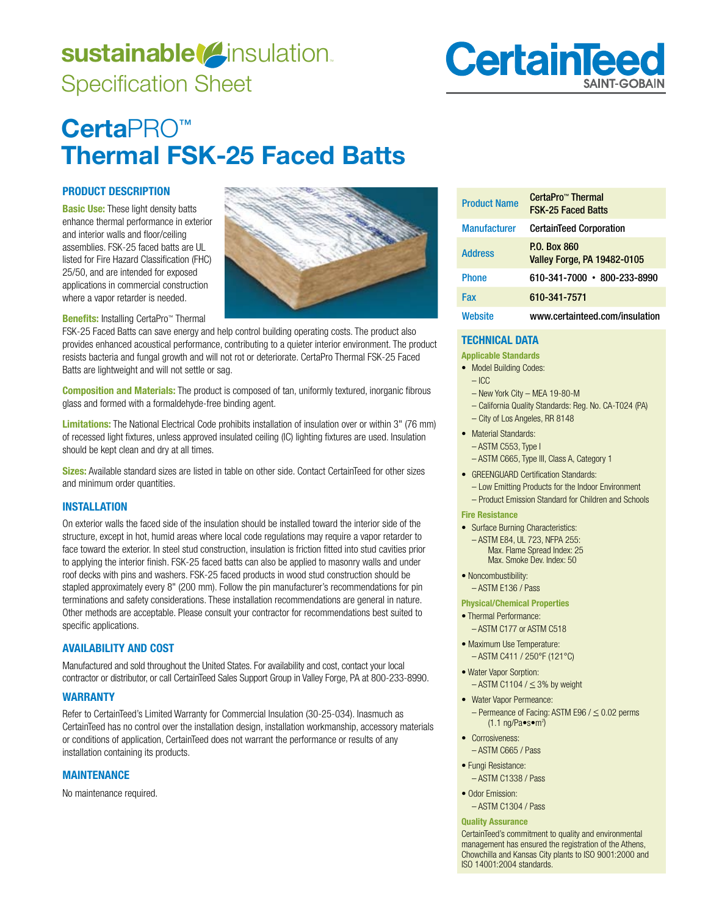# sustainable insulation
## Specification Sheet

CertainTeed
SAINT-GOBAIN

# CertaPRO™ Thermal FSK-25 Faced Batts

## PRODUCT DESCRIPTION

**Basic Use:** These light density batts enhance thermal performance in exterior and interior walls and floor/ceiling assemblies. FSK-25 faced batts are UL listed for Fire Hazard Classification (FHC) 25/50, and are intended for exposed applications in commercial construction where a vapor retarder is needed.

**Benefits:** Installing CertaPro™ Thermal FSK-25 Faced Batts can save energy and help control building operating costs. The product also provides enhanced acoustical performance, contributing to a quieter interior environment. The product resists bacteria and fungal growth and will not rot or deteriorate. CertaPro Thermal FSK-25 Faced Batts are lightweight and will not settle or sag.

**Composition and Materials:** The product is composed of tan, uniformly textured, inorganic fibrous glass and formed with a formaldehyde-free binding agent.

**Limitations:** The National Electrical Code prohibits installation of insulation over or within 3" (76 mm) of recessed light fixtures, unless approved insulated ceiling (IC) lighting fixtures are used. Insulation should be kept clean and dry at all times.

**Sizes:** Available standard sizes are listed in table on other side. Contact CertainTeed for other sizes and minimum order quantities.

## INSTALLATION

On exterior walls the faced side of the insulation should be installed toward the interior side of the structure, except in hot, humid areas where local code regulations may require a vapor retarder to face toward the exterior. In steel stud construction, insulation is friction fitted into stud cavities prior to applying the interior finish. FSK-25 faced batts can also be applied to masonry walls and under roof decks with pins and washers. FSK-25 faced products in wood stud construction should be stapled approximately every 8" (200 mm). Follow the pin manufacturer's recommendations for pin terminations and safety considerations. These installation recommendations are general in nature. Other methods are acceptable. Please consult your contractor for recommendations best suited to specific applications.

## AVAILABILITY AND COST

Manufactured and sold throughout the United States. For availability and cost, contact your local contractor or distributor, or call CertainTeed Sales Support Group in Valley Forge, PA at 800-233-8990.

## WARRANTY

Refer to CertainTeed's Limited Warranty for Commercial Insulation (30-25-034). Inasmuch as CertainTeed has no control over the installation design, installation workmanship, accessory materials or conditions of application, CertainTeed does not warrant the performance or results of any installation containing its products.

## MAINTENANCE

No maintenance required.

| | |
|---|---|
| Product Name | CertaPro™ Thermal FSK-25 Faced Batts |
| Manufacturer | CertainTeed Corporation |
| Address | P.O. Box 860<br>Valley Forge, PA 19482-0105 |
| Phone | 610-341-7000 • 800-233-8990 |
| Fax | 610-341-7571 |
| Website | www.certainteed.com/insulation |

## TECHNICAL DATA

### Applicable Standards

- Model Building Codes:
  - – ICC
  - – New York City – MEA 19-80-M
  - – California Quality Standards: Reg. No. CA-T024 (PA)
  - – City of Los Angeles, RR 8148
- Material Standards:
  - – ASTM C553, Type I
  - – ASTM C665, Type III, Class A, Category 1
- GREENGUARD Certification Standards:
  - – Low Emitting Products for the Indoor Environment
  - – Product Emission Standard for Children and Schools

### Fire Resistance

- Surface Burning Characteristics:
  - – ASTM E84, UL 723, NFPA 255:
    Max. Flame Spread Index: 25
    Max. Smoke Dev. Index: 50
- Noncombustibility:
  - – ASTM E136 / Pass

### Physical/Chemical Properties

- Thermal Performance:
  - – ASTM C177 or ASTM C518
- Maximum Use Temperature:
  - – ASTM C411 / 250°F (121°C)
- Water Vapor Sorption:
  - – ASTM C1104 / ≤ 3% by weight
- Water Vapor Permeance:
  - – Permeance of Facing: ASTM E96 / ≤ 0.02 perms (1.1 ng/Pa•s•m²)
- Corrosiveness:
  - – ASTM C665 / Pass
- Fungi Resistance:
  - – ASTM C1338 / Pass
- Odor Emission:
  - – ASTM C1304 / Pass

### Quality Assurance

CertainTeed's commitment to quality and environmental management has ensured the registration of the Athens, Chowchilla and Kansas City plants to ISO 9001:2000 and ISO 14001:2004 standards.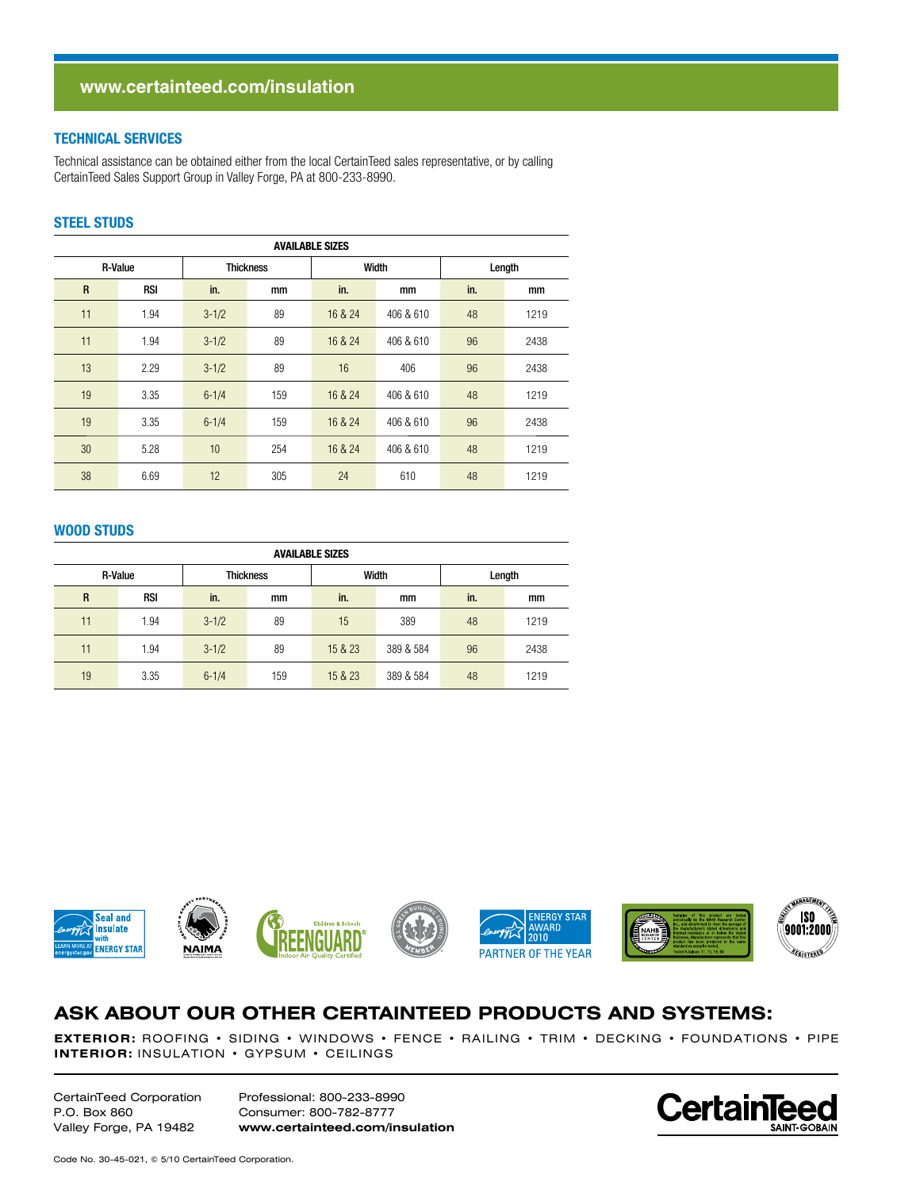www.certainteed.com/insulation

## TECHNICAL SERVICES

Technical assistance can be obtained either from the local CertainTeed sales representative, or by calling CertainTeed Sales Support Group in Valley Forge, PA at 800-233-8990.

## STEEL STUDS

| AVAILABLE SIZES | | | | | | | |
|---|---|---|---|---|---|---|---|
| R-Value | | Thickness | | Width | | Length | |
| R | RSI | in. | mm | in. | mm | in. | mm |
| 11 | 1.94 | 3-1/2 | 89 | 16 & 24 | 406 & 610 | 48 | 1219 |
| 11 | 1.94 | 3-1/2 | 89 | 16 & 24 | 406 & 610 | 96 | 2438 |
| 13 | 2.29 | 3-1/2 | 89 | 16 | 406 | 96 | 2438 |
| 19 | 3.35 | 6-1/4 | 159 | 16 & 24 | 406 & 610 | 48 | 1219 |
| 19 | 3.35 | 6-1/4 | 159 | 16 & 24 | 406 & 610 | 96 | 2438 |
| 30 | 5.28 | 10 | 254 | 16 & 24 | 406 & 610 | 48 | 1219 |
| 38 | 6.69 | 12 | 305 | 24 | 610 | 48 | 1219 |

## WOOD STUDS

| AVAILABLE SIZES | | | | | | | |
|---|---|---|---|---|---|---|---|
| R-Value | | Thickness | | Width | | Length | |
| R | RSI | in. | mm | in. | mm | in. | mm |
| 11 | 1.94 | 3-1/2 | 89 | 15 | 389 | 48 | 1219 |
| 11 | 1.94 | 3-1/2 | 89 | 15 & 23 | 389 & 584 | 96 | 2438 |
| 19 | 3.35 | 6-1/4 | 159 | 15 & 23 | 389 & 584 | 48 | 1219 |

Seal and Insulate with ENERGY STAR — LEARN MORE AT energystar.gov

NAIMA

GREENGUARD Children & Schools — Indoor Air Quality Certified

U.S. Green Building Council Member

ENERGY STAR AWARD 2010 — PARTNER OF THE YEAR

ISO 9001:2000 — Quality Management System — Registered

## ASK ABOUT OUR OTHER CERTAINTEED PRODUCTS AND SYSTEMS:

**EXTERIOR:** ROOFING • SIDING • WINDOWS • FENCE • RAILING • TRIM • DECKING • FOUNDATIONS • PIPE
**INTERIOR:** INSULATION • GYPSUM • CEILINGS

CertainTeed Corporation
P.O. Box 860
Valley Forge, PA 19482

Professional: 800-233-8990
Consumer: 800-782-8777
**www.certainteed.com/insulation**

CertainTeed SAINT-GOBAIN

Code No. 30-45-021, © 5/10 CertainTeed Corporation.